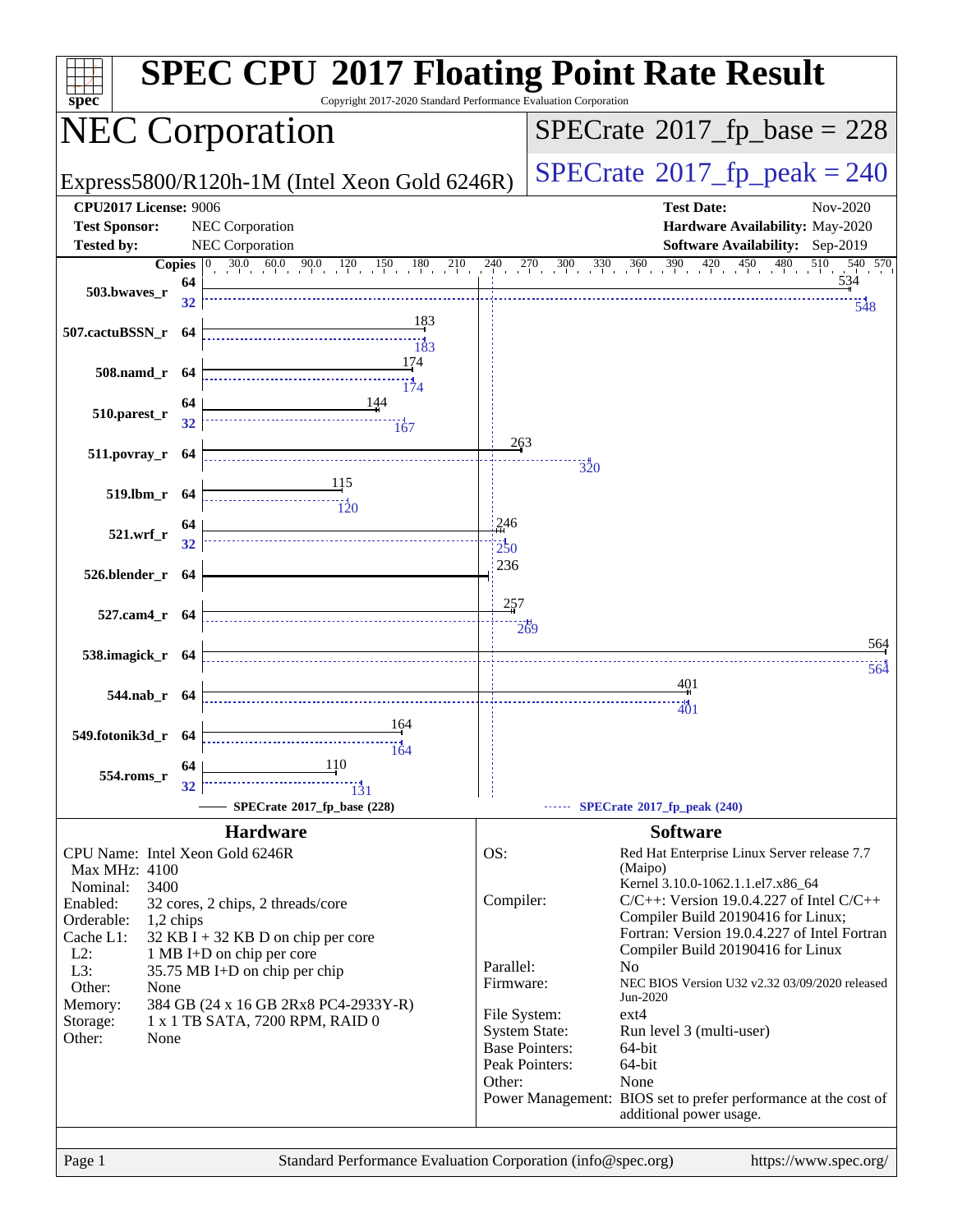# SPEC CPU 2017 Floating Point Rate Result

Copyright 2017-2020 Standard Performance Evaluation Corporation

## NEC Corporation

Express5800/R120h-1M (Intel Xeon Gold 6246R)

**SPECrate 2017_fp_base = 228**

**SPECrate 2017_fp_peak = 240**

| | | | |
|---|---|---|---|
| **CPU2017 License:** | 9006 | **Test Date:** | Nov-2020 |
| **Test Sponsor:** | NEC Corporation | **Hardware Availability:** | May-2020 |
| **Tested by:** | NEC Corporation | **Software Availability:** | Sep-2019 |

| Benchmark | Copies (base) | Base | Copies (peak) | Peak |
|---|---|---|---|---|
| 503.bwaves_r | 64 | 534 | 32 | 548 |
| 507.cactuBSSN_r | 64 | 183 | 64 | 183 |
| 508.namd_r | 64 | 174 | 64 | 174 |
| 510.parest_r | 64 | 144 | 32 | 167 |
| 511.povray_r | 64 | 263 | 64 | 320 |
| 519.lbm_r | 64 | 115 | 64 | 120 |
| 521.wrf_r | 64 | 246 | 32 | 250 |
| 526.blender_r | 64 | 236 | 64 | |
| 527.cam4_r | 64 | 257 | 64 | 269 |
| 538.imagick_r | 64 | 564 | 64 | 564 |
| 544.nab_r | 64 | 401 | 64 | 401 |
| 549.fotonik3d_r | 64 | 164 | 64 | 164 |
| 554.roms_r | 64 | 110 | 32 | 131 |

SPECrate 2017_fp_base (228) — SPECrate 2017_fp_peak (240)

### Hardware

| | |
|---|---|
| CPU Name: | Intel Xeon Gold 6246R |
| Max MHz: | 4100 |
| Nominal: | 3400 |
| Enabled: | 32 cores, 2 chips, 2 threads/core |
| Orderable: | 1,2 chips |
| Cache L1: | 32 KB I + 32 KB D on chip per core |
| L2: | 1 MB I+D on chip per core |
| L3: | 35.75 MB I+D on chip per chip |
| Other: | None |
| Memory: | 384 GB (24 x 16 GB 2Rx8 PC4-2933Y-R) |
| Storage: | 1 x 1 TB SATA, 7200 RPM, RAID 0 |
| Other: | None |

### Software

| | |
|---|---|
| OS: | Red Hat Enterprise Linux Server release 7.7 (Maipo) Kernel 3.10.0-1062.1.1.el7.x86_64 |
| Compiler: | C/C++: Version 19.0.4.227 of Intel C/C++ Compiler Build 20190416 for Linux; Fortran: Version 19.0.4.227 of Intel Fortran Compiler Build 20190416 for Linux |
| Parallel: | No |
| Firmware: | NEC BIOS Version U32 v2.32 03/09/2020 released Jun-2020 |
| File System: | ext4 |
| System State: | Run level 3 (multi-user) |
| Base Pointers: | 64-bit |
| Peak Pointers: | 64-bit |
| Other: | None |
| Power Management: | BIOS set to prefer performance at the cost of additional power usage. |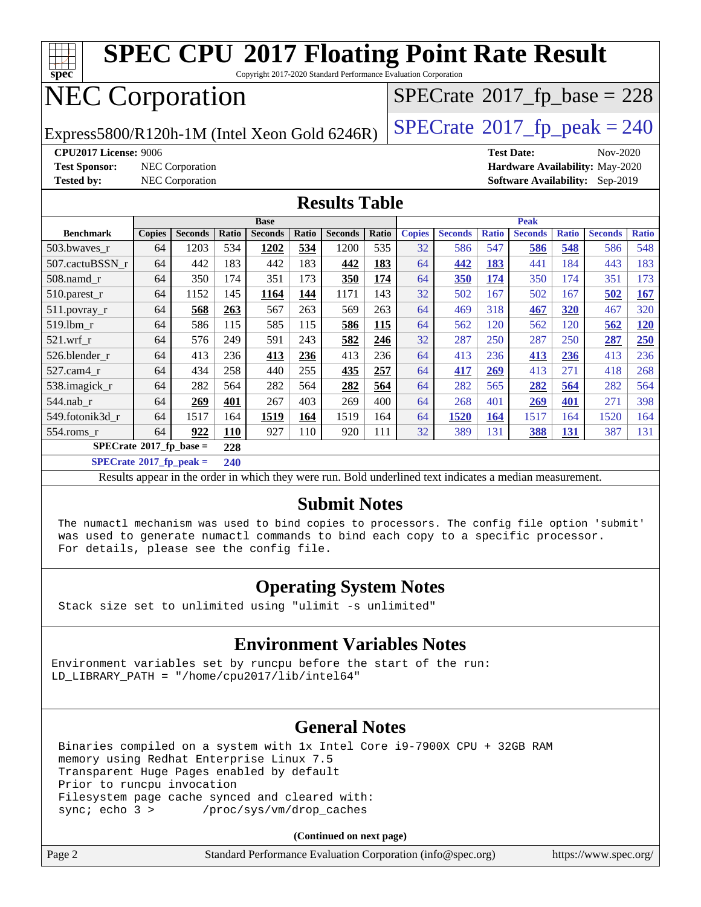# SPEC CPU 2017 Floating Point Rate Result

Copyright 2017-2020 Standard Performance Evaluation Corporation

## NEC Corporation

Express5800/R120h-1M (Intel Xeon Gold 6246R)

SPECrate 2017_fp_base = 228

SPECrate 2017_fp_peak = 240

**CPU2017 License:** 9006
**Test Sponsor:** NEC Corporation
**Tested by:** NEC Corporation

**Test Date:** Nov-2020
**Hardware Availability:** May-2020
**Software Availability:** Sep-2019

## Results Table

| | Base | | | | | | | Peak | | | | | | |
|---|---|---|---|---|---|---|---|---|---|---|---|---|---|---|
| **Benchmark** | **Copies** | **Seconds** | **Ratio** | **Seconds** | **Ratio** | **Seconds** | **Ratio** | **Copies** | **Seconds** | **Ratio** | **Seconds** | **Ratio** | **Seconds** | **Ratio** |
| 503.bwaves_r | 64 | 1203 | 534 | **1202** | **534** | 1200 | 535 | 32 | 586 | 547 | **586** | **548** | 586 | 548 |
| 507.cactuBSSN_r | 64 | 442 | 183 | 442 | 183 | **442** | **183** | 64 | **442** | **183** | 441 | 184 | 443 | 183 |
| 508.namd_r | 64 | 350 | 174 | 351 | 173 | **350** | **174** | 64 | **350** | **174** | 350 | 174 | 351 | 173 |
| 510.parest_r | 64 | 1152 | 145 | **1164** | **144** | 1171 | 143 | 32 | 502 | 167 | 502 | 167 | **502** | **167** |
| 511.povray_r | 64 | **568** | **263** | 567 | 263 | 569 | 263 | 64 | 469 | 318 | **467** | **320** | 467 | 320 |
| 519.lbm_r | 64 | 586 | 115 | 585 | 115 | **586** | **115** | 64 | 562 | 120 | 562 | 120 | **562** | **120** |
| 521.wrf_r | 64 | 576 | 249 | 591 | 243 | **582** | **246** | 32 | 287 | 250 | 287 | 250 | **287** | **250** |
| 526.blender_r | 64 | 413 | 236 | **413** | **236** | 413 | 236 | 64 | 413 | 236 | **413** | **236** | 413 | 236 |
| 527.cam4_r | 64 | 434 | 258 | 440 | 255 | **435** | **257** | 64 | **417** | **269** | 413 | 271 | 418 | 268 |
| 538.imagick_r | 64 | 282 | 564 | 282 | 564 | **282** | **564** | 64 | 282 | 565 | **282** | **564** | 282 | 564 |
| 544.nab_r | 64 | **269** | **401** | 267 | 403 | 269 | 400 | 64 | 268 | 401 | **269** | **401** | 271 | 398 |
| 549.fotonik3d_r | 64 | 1517 | 164 | **1519** | **164** | 1519 | 164 | 64 | **1520** | **164** | 1517 | 164 | 1520 | 164 |
| 554.roms_r | 64 | **922** | **110** | 927 | 110 | 920 | 111 | 32 | 389 | 131 | **388** | **131** | 387 | 131 |

**SPECrate 2017_fp_base =** **228**

**SPECrate 2017_fp_peak =** **240**

Results appear in the order in which they were run. Bold underlined text indicates a median measurement.

## Submit Notes

```
The numactl mechanism was used to bind copies to processors. The config file option 'submit'
was used to generate numactl commands to bind each copy to a specific processor.
For details, please see the config file.
```

## Operating System Notes

```
Stack size set to unlimited using "ulimit -s unlimited"
```

## Environment Variables Notes

```
Environment variables set by runcpu before the start of the run:
LD_LIBRARY_PATH = "/home/cpu2017/lib/intel64"
```

## General Notes

```
Binaries compiled on a system with 1x Intel Core i9-7900X CPU + 32GB RAM
memory using Redhat Enterprise Linux 7.5
Transparent Huge Pages enabled by default
Prior to runcpu invocation
Filesystem page cache synced and cleared with:
sync; echo 3 >       /proc/sys/vm/drop_caches
```

**(Continued on next page)**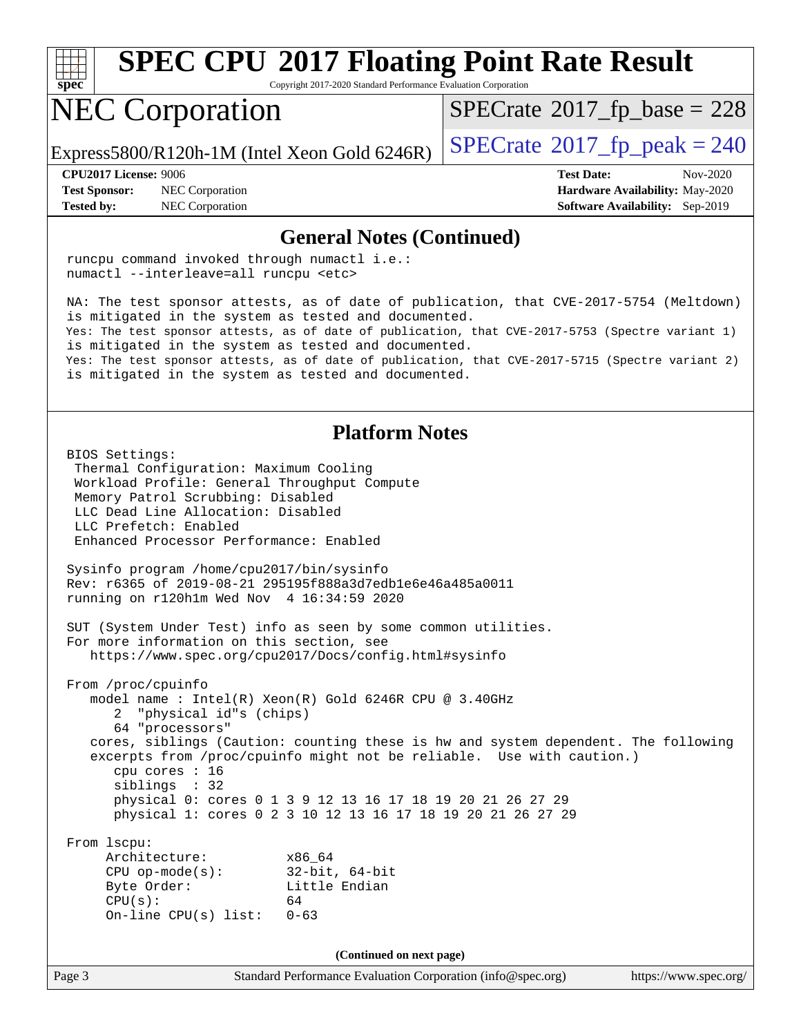## General Notes (Continued)

```
runcpu command invoked through numactl i.e.:
numactl --interleave=all runcpu <etc>

NA: The test sponsor attests, as of date of publication, that CVE-2017-5754 (Meltdown)
is mitigated in the system as tested and documented.
Yes: The test sponsor attests, as of date of publication, that CVE-2017-5753 (Spectre variant 1)
is mitigated in the system as tested and documented.
Yes: The test sponsor attests, as of date of publication, that CVE-2017-5715 (Spectre variant 2)
is mitigated in the system as tested and documented.
```

## Platform Notes

```
BIOS Settings:
 Thermal Configuration: Maximum Cooling
 Workload Profile: General Throughput Compute
 Memory Patrol Scrubbing: Disabled
 LLC Dead Line Allocation: Disabled
 LLC Prefetch: Enabled
 Enhanced Processor Performance: Enabled

Sysinfo program /home/cpu2017/bin/sysinfo
Rev: r6365 of 2019-08-21 295195f888a3d7edb1e6e46a485a0011
running on r120h1m Wed Nov  4 16:34:59 2020

SUT (System Under Test) info as seen by some common utilities.
For more information on this section, see
   https://www.spec.org/cpu2017/Docs/config.html#sysinfo

From /proc/cpuinfo
   model name : Intel(R) Xeon(R) Gold 6246R CPU @ 3.40GHz
      2  "physical id"s (chips)
      64 "processors"
   cores, siblings (Caution: counting these is hw and system dependent. The following
   excerpts from /proc/cpuinfo might not be reliable.  Use with caution.)
      cpu cores : 16
      siblings  : 32
      physical 0: cores 0 1 3 9 12 13 16 17 18 19 20 21 26 27 29
      physical 1: cores 0 2 3 10 12 13 16 17 18 19 20 21 26 27 29

From lscpu:
     Architecture:         x86_64
     CPU op-mode(s):       32-bit, 64-bit
     Byte Order:           Little Endian
     CPU(s):               64
     On-line CPU(s) list:  0-63
```

**(Continued on next page)**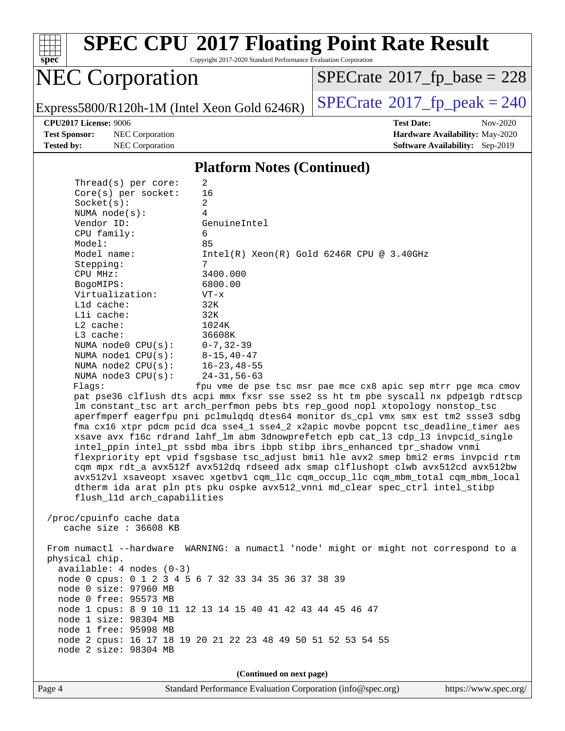## Platform Notes (Continued)

```
    Thread(s) per core:    2
    Core(s) per socket:    16
    Socket(s):             2
    NUMA node(s):          4
    Vendor ID:             GenuineIntel
    CPU family:            6
    Model:                 85
    Model name:            Intel(R) Xeon(R) Gold 6246R CPU @ 3.40GHz
    Stepping:              7
    CPU MHz:               3400.000
    BogoMIPS:              6800.00
    Virtualization:        VT-x
    L1d cache:             32K
    L1i cache:             32K
    L2 cache:              1024K
    L3 cache:              36608K
    NUMA node0 CPU(s):     0-7,32-39
    NUMA node1 CPU(s):     8-15,40-47
    NUMA node2 CPU(s):     16-23,48-55
    NUMA node3 CPU(s):     24-31,56-63
    Flags:                 fpu vme de pse tsc msr pae mce cx8 apic sep mtrr pge mca cmov
    pat pse36 clflush dts acpi mmx fxsr sse sse2 ss ht tm pbe syscall nx pdpe1gb rdtscp
    lm constant_tsc art arch_perfmon pebs bts rep_good nopl xtopology nonstop_tsc
    aperfmperf eagerfpu pni pclmulqdq dtes64 monitor ds_cpl vmx smx est tm2 ssse3 sdbg
    fma cx16 xtpr pdcm pcid dca sse4_1 sse4_2 x2apic movbe popcnt tsc_deadline_timer aes
    xsave avx f16c rdrand lahf_lm abm 3dnowprefetch epb cat_l3 cdp_l3 invpcid_single
    intel_ppin intel_pt ssbd mba ibrs ibpb stibp ibrs_enhanced tpr_shadow vnmi
    flexpriority ept vpid fsgsbase tsc_adjust bmi1 hle avx2 smep bmi2 erms invpcid rtm
    cqm mpx rdt_a avx512f avx512dq rdseed adx smap clflushopt clwb avx512cd avx512bw
    avx512vl xsaveopt xsavec xgetbv1 cqm_llc cqm_occup_llc cqm_mbm_total cqm_mbm_local
    dtherm ida arat pln pts pku ospke avx512_vnni md_clear spec_ctrl intel_stibp
    flush_l1d arch_capabilities

 /proc/cpuinfo cache data
    cache size : 36608 KB

 From numactl --hardware  WARNING: a numactl 'node' might or might not correspond to a
 physical chip.
   available: 4 nodes (0-3)
   node 0 cpus: 0 1 2 3 4 5 6 7 32 33 34 35 36 37 38 39
   node 0 size: 97960 MB
   node 0 free: 95573 MB
   node 1 cpus: 8 9 10 11 12 13 14 15 40 41 42 43 44 45 46 47
   node 1 size: 98304 MB
   node 1 free: 95998 MB
   node 2 cpus: 16 17 18 19 20 21 22 23 48 49 50 51 52 53 54 55
   node 2 size: 98304 MB
```

(Continued on next page)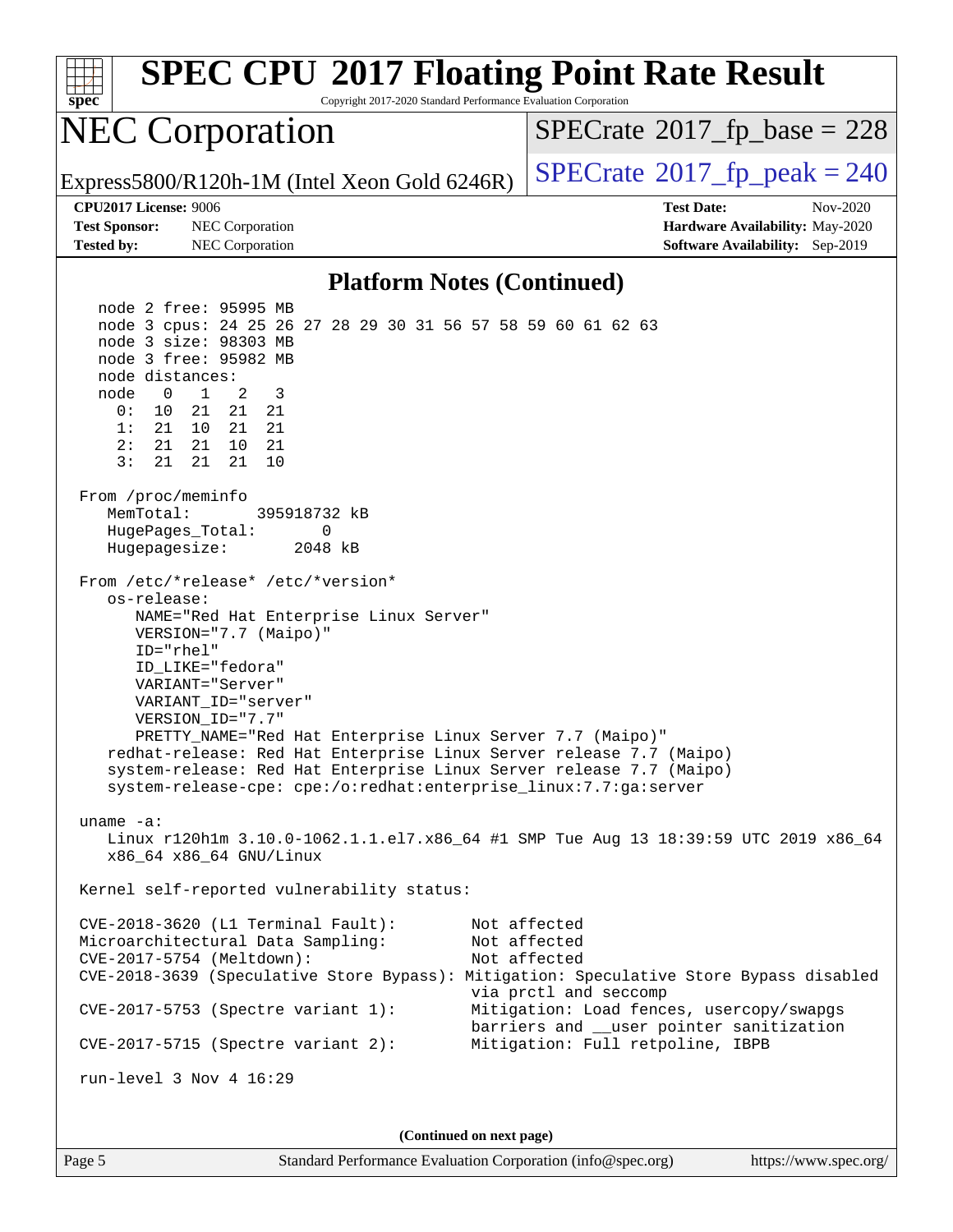## Platform Notes (Continued)

```
  node 2 free: 95995 MB
  node 3 cpus: 24 25 26 27 28 29 30 31 56 57 58 59 60 61 62 63
  node 3 size: 98303 MB
  node 3 free: 95982 MB
  node distances:
  node   0   1   2   3
    0:  10  21  21  21
    1:  21  10  21  21
    2:  21  21  10  21
    3:  21  21  21  10

From /proc/meminfo
   MemTotal:       395918732 kB
   HugePages_Total:       0
   Hugepagesize:       2048 kB

From /etc/*release* /etc/*version*
   os-release:
      NAME="Red Hat Enterprise Linux Server"
      VERSION="7.7 (Maipo)"
      ID="rhel"
      ID_LIKE="fedora"
      VARIANT="Server"
      VARIANT_ID="server"
      VERSION_ID="7.7"
      PRETTY_NAME="Red Hat Enterprise Linux Server 7.7 (Maipo)"
   redhat-release: Red Hat Enterprise Linux Server release 7.7 (Maipo)
   system-release: Red Hat Enterprise Linux Server release 7.7 (Maipo)
   system-release-cpe: cpe:/o:redhat:enterprise_linux:7.7:ga:server

uname -a:
   Linux r120h1m 3.10.0-1062.1.1.el7.x86_64 #1 SMP Tue Aug 13 18:39:59 UTC 2019 x86_64
   x86_64 x86_64 GNU/Linux

Kernel self-reported vulnerability status:

CVE-2018-3620 (L1 Terminal Fault):        Not affected
Microarchitectural Data Sampling:         Not affected
CVE-2017-5754 (Meltdown):                 Not affected
CVE-2018-3639 (Speculative Store Bypass): Mitigation: Speculative Store Bypass disabled
                                          via prctl and seccomp
CVE-2017-5753 (Spectre variant 1):        Mitigation: Load fences, usercopy/swapgs
                                          barriers and __user pointer sanitization
CVE-2017-5715 (Spectre variant 2):        Mitigation: Full retpoline, IBPB

run-level 3 Nov 4 16:29
```

(Continued on next page)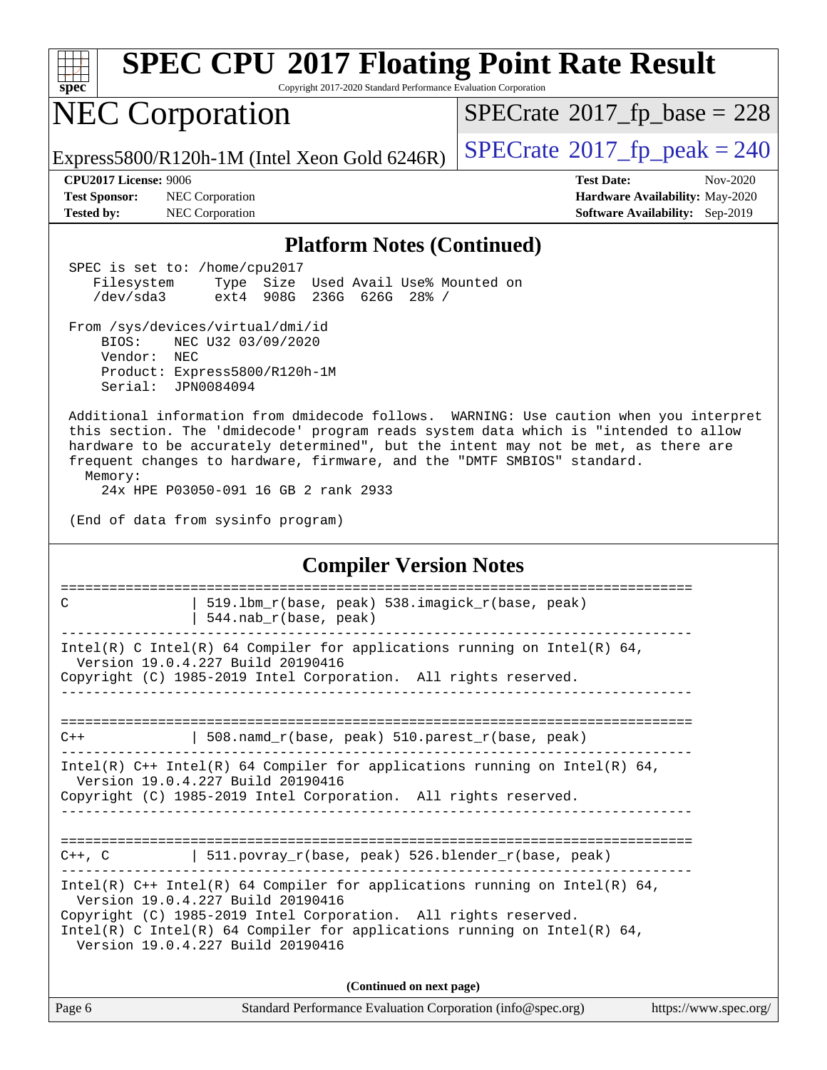## Platform Notes (Continued)

```
SPEC is set to: /home/cpu2017
   Filesystem     Type  Size  Used Avail Use% Mounted on
   /dev/sda3      ext4  908G  236G  626G  28% /

From /sys/devices/virtual/dmi/id
    BIOS:    NEC U32 03/09/2020
    Vendor:  NEC
    Product: Express5800/R120h-1M
    Serial:  JPN0084094

Additional information from dmidecode follows.  WARNING: Use caution when you interpret
this section. The 'dmidecode' program reads system data which is "intended to allow
hardware to be accurately determined", but the intent may not be met, as there are
frequent changes to hardware, firmware, and the "DMTF SMBIOS" standard.
  Memory:
     24x HPE P03050-091 16 GB 2 rank 2933

(End of data from sysinfo program)
```

## Compiler Version Notes

```
==============================================================================
C               | 519.lbm_r(base, peak) 538.imagick_r(base, peak)
                | 544.nab_r(base, peak)
------------------------------------------------------------------------------
Intel(R) C Intel(R) 64 Compiler for applications running on Intel(R) 64,
  Version 19.0.4.227 Build 20190416
Copyright (C) 1985-2019 Intel Corporation.  All rights reserved.
------------------------------------------------------------------------------

==============================================================================
C++             | 508.namd_r(base, peak) 510.parest_r(base, peak)
------------------------------------------------------------------------------
Intel(R) C++ Intel(R) 64 Compiler for applications running on Intel(R) 64,
  Version 19.0.4.227 Build 20190416
Copyright (C) 1985-2019 Intel Corporation.  All rights reserved.
------------------------------------------------------------------------------

==============================================================================
C++, C          | 511.povray_r(base, peak) 526.blender_r(base, peak)
------------------------------------------------------------------------------
Intel(R) C++ Intel(R) 64 Compiler for applications running on Intel(R) 64,
  Version 19.0.4.227 Build 20190416
Copyright (C) 1985-2019 Intel Corporation.  All rights reserved.
Intel(R) C Intel(R) 64 Compiler for applications running on Intel(R) 64,
  Version 19.0.4.227 Build 20190416
```

**(Continued on next page)**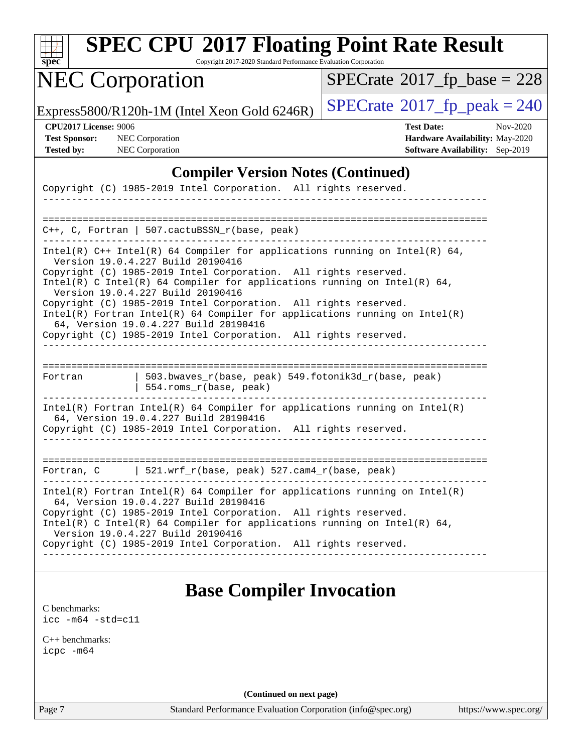## Compiler Version Notes (Continued)

```
Copyright (C) 1985-2019 Intel Corporation.  All rights reserved.
------------------------------------------------------------------------------

==============================================================================
C++, C, Fortran | 507.cactuBSSN_r(base, peak)
------------------------------------------------------------------------------
Intel(R) C++ Intel(R) 64 Compiler for applications running on Intel(R) 64,
  Version 19.0.4.227 Build 20190416
Copyright (C) 1985-2019 Intel Corporation.  All rights reserved.
Intel(R) C Intel(R) 64 Compiler for applications running on Intel(R) 64,
  Version 19.0.4.227 Build 20190416
Copyright (C) 1985-2019 Intel Corporation.  All rights reserved.
Intel(R) Fortran Intel(R) 64 Compiler for applications running on Intel(R)
  64, Version 19.0.4.227 Build 20190416
Copyright (C) 1985-2019 Intel Corporation.  All rights reserved.
------------------------------------------------------------------------------

==============================================================================
Fortran         | 503.bwaves_r(base, peak) 549.fotonik3d_r(base, peak)
                | 554.roms_r(base, peak)
------------------------------------------------------------------------------
Intel(R) Fortran Intel(R) 64 Compiler for applications running on Intel(R)
  64, Version 19.0.4.227 Build 20190416
Copyright (C) 1985-2019 Intel Corporation.  All rights reserved.
------------------------------------------------------------------------------

==============================================================================
Fortran, C      | 521.wrf_r(base, peak) 527.cam4_r(base, peak)
------------------------------------------------------------------------------
Intel(R) Fortran Intel(R) 64 Compiler for applications running on Intel(R)
  64, Version 19.0.4.227 Build 20190416
Copyright (C) 1985-2019 Intel Corporation.  All rights reserved.
Intel(R) C Intel(R) 64 Compiler for applications running on Intel(R) 64,
  Version 19.0.4.227 Build 20190416
Copyright (C) 1985-2019 Intel Corporation.  All rights reserved.
------------------------------------------------------------------------------
```

## Base Compiler Invocation

C benchmarks:
`icc -m64 -std=c11`

C++ benchmarks:
`icpc -m64`

**(Continued on next page)**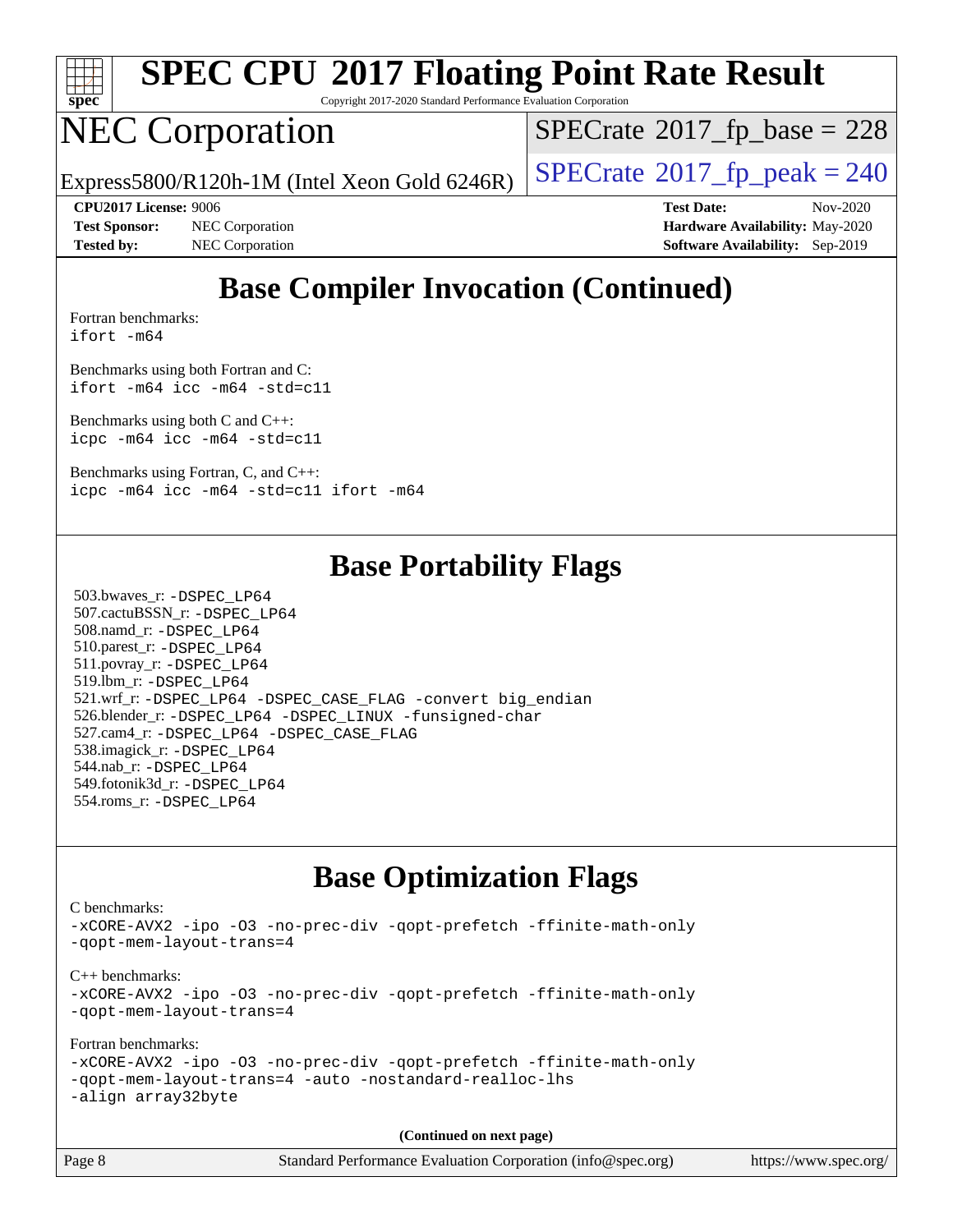## Base Compiler Invocation (Continued)

Fortran benchmarks:
`ifort -m64`

Benchmarks using both Fortran and C:
`ifort -m64 icc -m64 -std=c11`

Benchmarks using both C and C++:
`icpc -m64 icc -m64 -std=c11`

Benchmarks using Fortran, C, and C++:
`icpc -m64 icc -m64 -std=c11 ifort -m64`

## Base Portability Flags

503.bwaves_r: `-DSPEC_LP64`
507.cactuBSSN_r: `-DSPEC_LP64`
508.namd_r: `-DSPEC_LP64`
510.parest_r: `-DSPEC_LP64`
511.povray_r: `-DSPEC_LP64`
519.lbm_r: `-DSPEC_LP64`
521.wrf_r: `-DSPEC_LP64 -DSPEC_CASE_FLAG -convert big_endian`
526.blender_r: `-DSPEC_LP64 -DSPEC_LINUX -funsigned-char`
527.cam4_r: `-DSPEC_LP64 -DSPEC_CASE_FLAG`
538.imagick_r: `-DSPEC_LP64`
544.nab_r: `-DSPEC_LP64`
549.fotonik3d_r: `-DSPEC_LP64`
554.roms_r: `-DSPEC_LP64`

## Base Optimization Flags

C benchmarks:
`-xCORE-AVX2 -ipo -O3 -no-prec-div -qopt-prefetch -ffinite-math-only -qopt-mem-layout-trans=4`

C++ benchmarks:
`-xCORE-AVX2 -ipo -O3 -no-prec-div -qopt-prefetch -ffinite-math-only -qopt-mem-layout-trans=4`

Fortran benchmarks:
`-xCORE-AVX2 -ipo -O3 -no-prec-div -qopt-prefetch -ffinite-math-only -qopt-mem-layout-trans=4 -auto -nostandard-realloc-lhs -align array32byte`

**(Continued on next page)**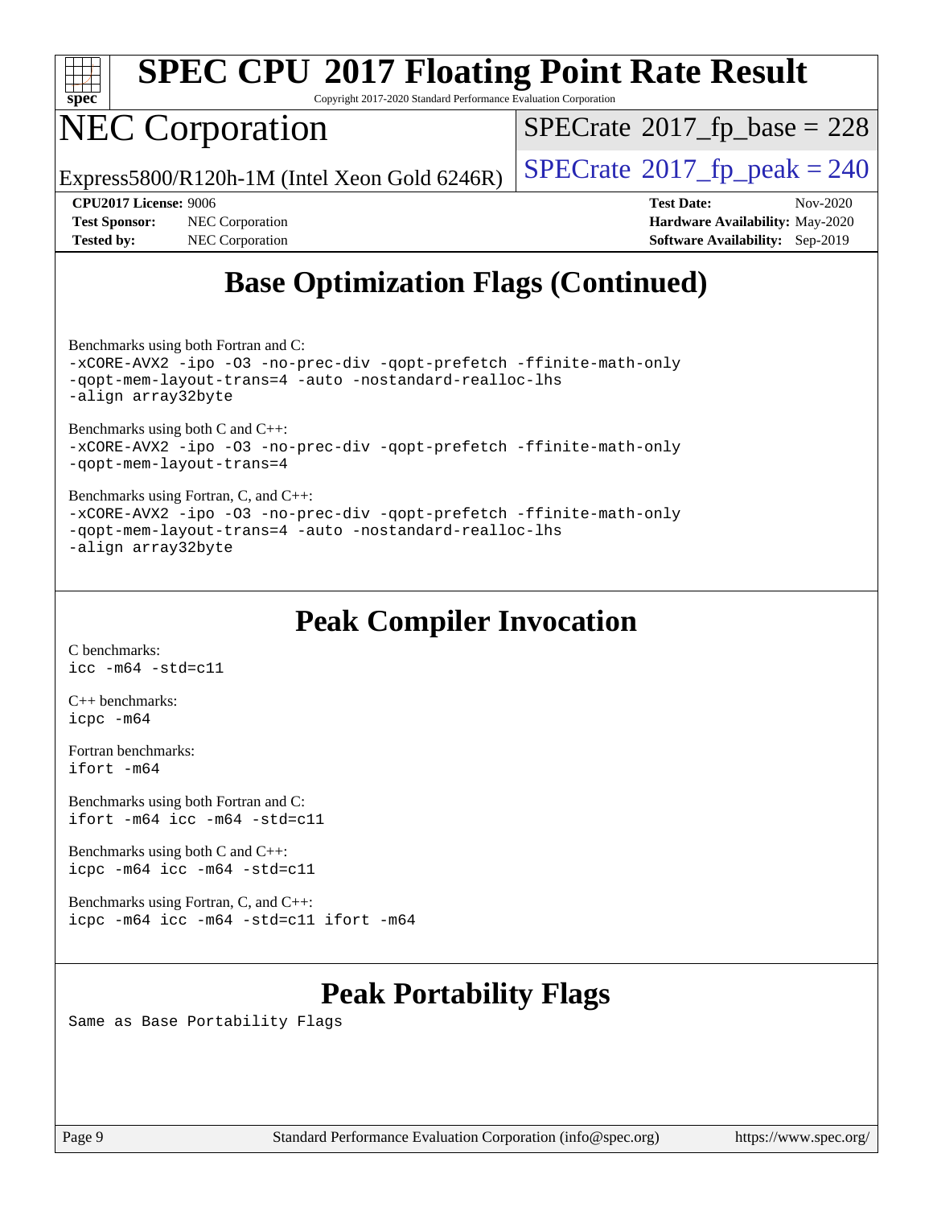# SPEC CPU 2017 Floating Point Rate Result

Copyright 2017-2020 Standard Performance Evaluation Corporation

# NEC Corporation

Express5800/R120h-1M (Intel Xeon Gold 6246R)

SPECrate 2017_fp_base = 228

SPECrate 2017_fp_peak = 240

**CPU2017 License:** 9006
**Test Sponsor:** NEC Corporation
**Tested by:** NEC Corporation

**Test Date:** Nov-2020
**Hardware Availability:** May-2020
**Software Availability:** Sep-2019

## Base Optimization Flags (Continued)

Benchmarks using both Fortran and C:
```
-xCORE-AVX2 -ipo -O3 -no-prec-div -qopt-prefetch -ffinite-math-only
-qopt-mem-layout-trans=4 -auto -nostandard-realloc-lhs
-align array32byte
```

Benchmarks using both C and C++:
```
-xCORE-AVX2 -ipo -O3 -no-prec-div -qopt-prefetch -ffinite-math-only
-qopt-mem-layout-trans=4
```

Benchmarks using Fortran, C, and C++:
```
-xCORE-AVX2 -ipo -O3 -no-prec-div -qopt-prefetch -ffinite-math-only
-qopt-mem-layout-trans=4 -auto -nostandard-realloc-lhs
-align array32byte
```

## Peak Compiler Invocation

C benchmarks:
```
icc -m64 -std=c11
```

C++ benchmarks:
```
icpc -m64
```

Fortran benchmarks:
```
ifort -m64
```

Benchmarks using both Fortran and C:
```
ifort -m64 icc -m64 -std=c11
```

Benchmarks using both C and C++:
```
icpc -m64 icc -m64 -std=c11
```

Benchmarks using Fortran, C, and C++:
```
icpc -m64 icc -m64 -std=c11 ifort -m64
```

## Peak Portability Flags

Same as Base Portability Flags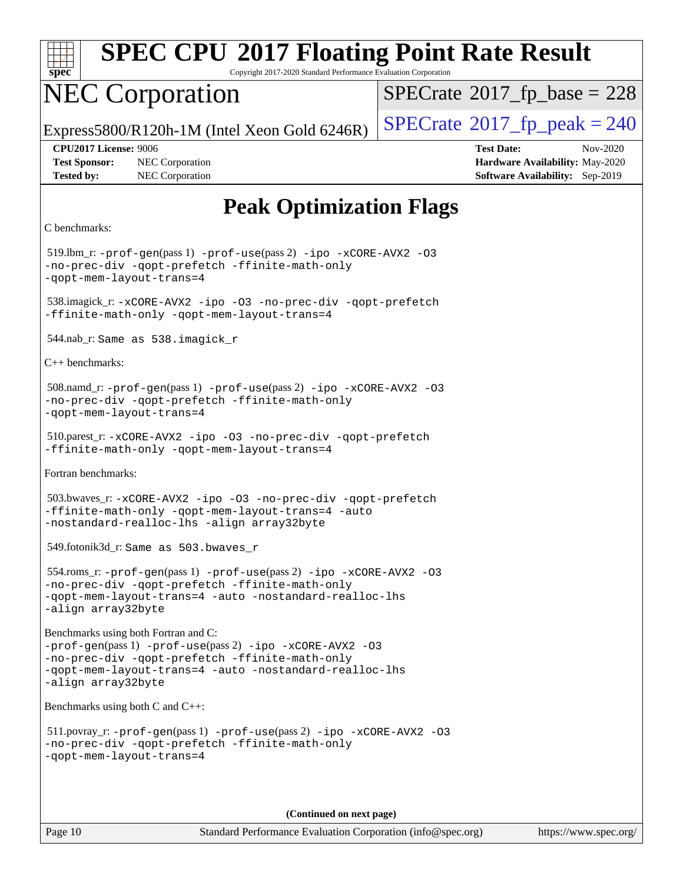# Peak Optimization Flags

C benchmarks:

519.lbm_r: `-prof-gen`(pass 1) `-prof-use`(pass 2) `-ipo -xCORE-AVX2 -O3 -no-prec-div -qopt-prefetch -ffinite-math-only -qopt-mem-layout-trans=4`

538.imagick_r: `-xCORE-AVX2 -ipo -O3 -no-prec-div -qopt-prefetch -ffinite-math-only -qopt-mem-layout-trans=4`

544.nab_r: `Same as 538.imagick_r`

C++ benchmarks:

508.namd_r: `-prof-gen`(pass 1) `-prof-use`(pass 2) `-ipo -xCORE-AVX2 -O3 -no-prec-div -qopt-prefetch -ffinite-math-only -qopt-mem-layout-trans=4`

510.parest_r: `-xCORE-AVX2 -ipo -O3 -no-prec-div -qopt-prefetch -ffinite-math-only -qopt-mem-layout-trans=4`

Fortran benchmarks:

503.bwaves_r: `-xCORE-AVX2 -ipo -O3 -no-prec-div -qopt-prefetch -ffinite-math-only -qopt-mem-layout-trans=4 -auto -nostandard-realloc-lhs -align array32byte`

549.fotonik3d_r: `Same as 503.bwaves_r`

554.roms_r: `-prof-gen`(pass 1) `-prof-use`(pass 2) `-ipo -xCORE-AVX2 -O3 -no-prec-div -qopt-prefetch -ffinite-math-only -qopt-mem-layout-trans=4 -auto -nostandard-realloc-lhs -align array32byte`

Benchmarks using both Fortran and C:

`-prof-gen`(pass 1) `-prof-use`(pass 2) `-ipo -xCORE-AVX2 -O3 -no-prec-div -qopt-prefetch -ffinite-math-only -qopt-mem-layout-trans=4 -auto -nostandard-realloc-lhs -align array32byte`

Benchmarks using both C and C++:

511.povray_r: `-prof-gen`(pass 1) `-prof-use`(pass 2) `-ipo -xCORE-AVX2 -O3 -no-prec-div -qopt-prefetch -ffinite-math-only -qopt-mem-layout-trans=4`

**(Continued on next page)**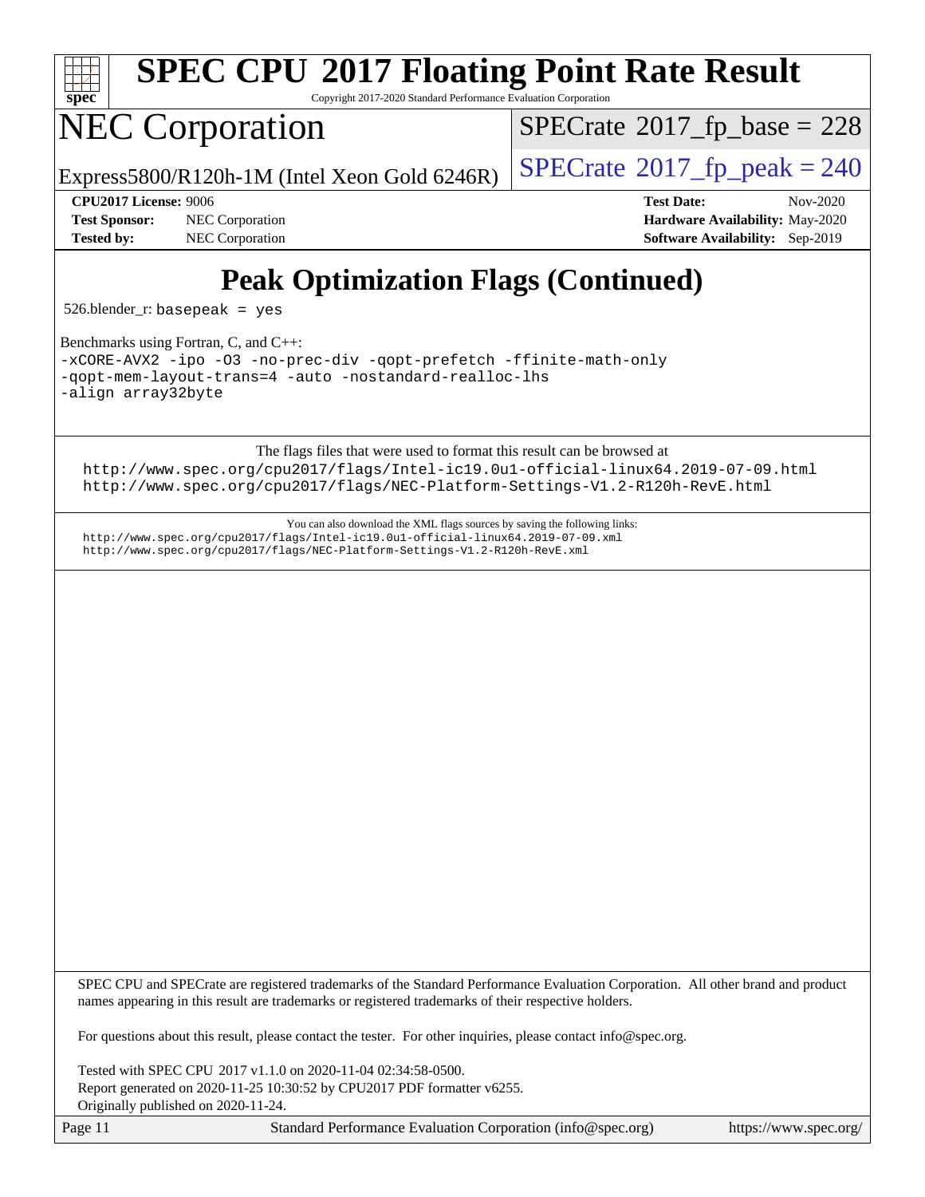# Peak Optimization Flags (Continued)

526.blender_r: `basepeak = yes`

Benchmarks using Fortran, C, and C++:
```
-xCORE-AVX2 -ipo -O3 -no-prec-div -qopt-prefetch -ffinite-math-only
-qopt-mem-layout-trans=4 -auto -nostandard-realloc-lhs
-align array32byte
```

The flags files that were used to format this result can be browsed at
http://www.spec.org/cpu2017/flags/Intel-ic19.0u1-official-linux64.2019-07-09.html
http://www.spec.org/cpu2017/flags/NEC-Platform-Settings-V1.2-R120h-RevE.html

You can also download the XML flags sources by saving the following links:
http://www.spec.org/cpu2017/flags/Intel-ic19.0u1-official-linux64.2019-07-09.xml
http://www.spec.org/cpu2017/flags/NEC-Platform-Settings-V1.2-R120h-RevE.xml

SPEC CPU and SPECrate are registered trademarks of the Standard Performance Evaluation Corporation. All other brand and product names appearing in this result are trademarks or registered trademarks of their respective holders.

For questions about this result, please contact the tester. For other inquiries, please contact info@spec.org.

Tested with SPEC CPU 2017 v1.1.0 on 2020-11-04 02:34:58-0500.
Report generated on 2020-11-25 10:30:52 by CPU2017 PDF formatter v6255.
Originally published on 2020-11-24.